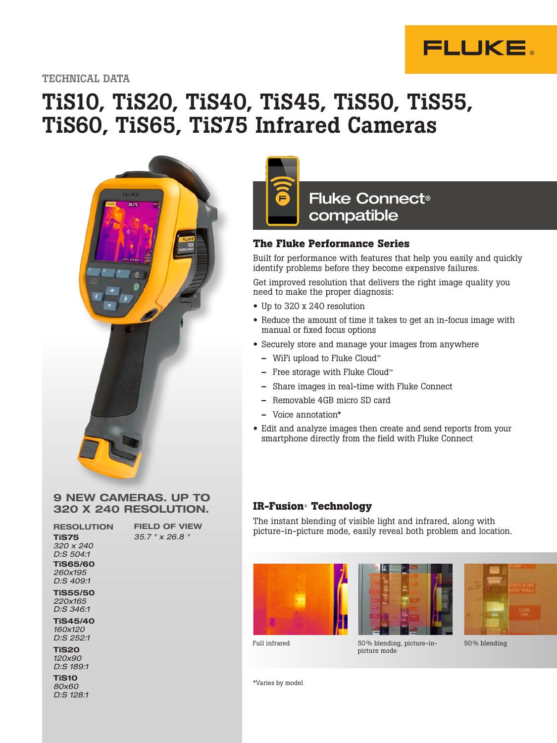TECHNICAL DATA

# TiS10, TiS20, TiS40, TiS45, TiS50, TiS55, TiS60, TiS65, TiS75 Infrared Cameras

## 9 NEW CAMERAS. UP TO 320 X 240 RESOLUTION.

| RESOLUTION | FIELD OF VIEW |
|---|---|
| **TiS75**<br>*320 x 240*<br>*D:S 504:1* | *35.7 ° x 26.8 °* |
| **TiS65/60**<br>*260x195*<br>*D:S 409:1* | |
| **TiS55/50**<br>*220x165*<br>*D:S 346:1* | |
| **TiS45/40**<br>*160x120*<br>*D:S 252:1* | |
| **TiS20**<br>*120x90*<br>*D:S 189:1* | |
| **TiS10**<br>*80x60*<br>*D:S 128:1* | |

## Fluke Connect® compatible

### The Fluke Performance Series

Built for performance with features that help you easily and quickly identify problems before they become expensive failures.

Get improved resolution that delivers the right image quality you need to make the proper diagnosis:

- Up to 320 x 240 resolution
- Reduce the amount of time it takes to get an in-focus image with manual or fixed focus options
- Securely store and manage your images from anywhere
  - WiFi upload to Fluke Cloud™
  - Free storage with Fluke Cloud™
  - Share images in real-time with Fluke Connect
  - Removable 4GB micro SD card
  - Voice annotation*
- Edit and analyze images then create and send reports from your smartphone directly from the field with Fluke Connect

### IR-Fusion® Technology

The instant blending of visible light and infrared, along with picture-in-picture mode, easily reveal both problem and location.

Full infrared

50% blending, picture-in-picture mode

50% blending

*Varies by model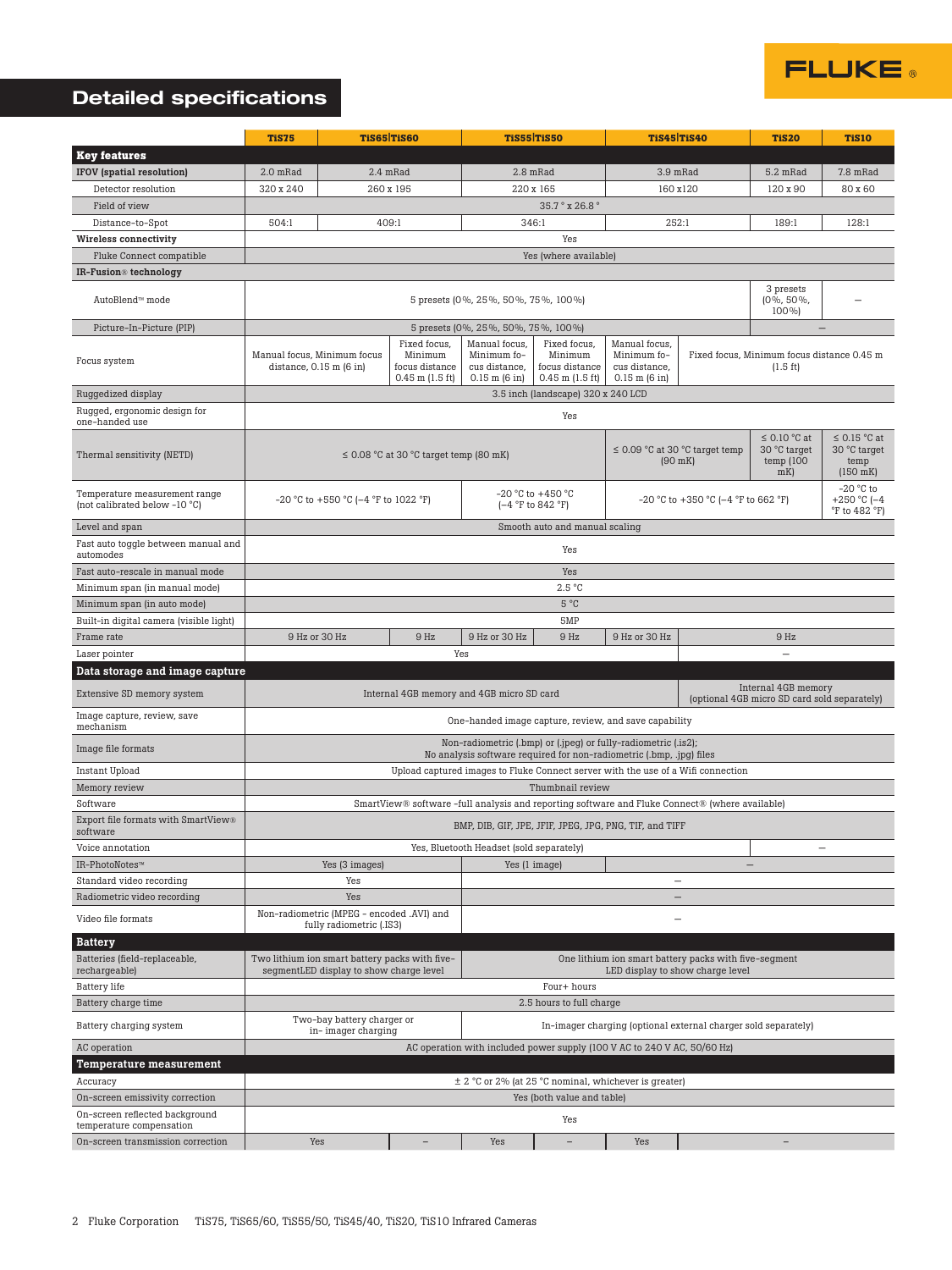# Detailed specifications

| | TiS75 | TiS65/TiS60 | | TiS55/TiS50 | | TiS45/TiS40 | | TiS20 | TiS10 |
|---|---|---|---|---|---|---|---|---|---|
| **Key features** | | | | | | | | | |
| **IFOV (spatial resolution)** | 2.0 mRad | 2.4 mRad | | 2.8 mRad | | 3.9 mRad | | 5.2 mRad | 7.8 mRad |
| Detector resolution | 320 x 240 | 260 x 195 | | 220 x 165 | | 160 x120 | | 120 x 90 | 80 x 60 |
| Field of view | 35.7 ° x 26.8 ° | | | | | | | | |
| Distance-to-Spot | 504:1 | 409:1 | | 346:1 | | 252:1 | | 189:1 | 128:1 |
| **Wireless connectivity** | Yes | | | | | | | | |
| Fluke Connect compatible | Yes (where available) | | | | | | | | |
| **IR-Fusion® technology** | | | | | | | | | |
| AutoBlend™ mode | 5 presets (0%, 25%, 50%, 75%, 100%) | | | | | | | 3 presets (0%, 50%, 100%) | – |
| Picture-In-Picture (PIP) | 5 presets (0%, 25%, 50%, 75%, 100%) | | | | | | | – | |
| Focus system | Manual focus, Minimum focus distance, 0.15 m (6 in) | | Fixed focus, Minimum focus distance 0.45 m (1.5 ft) | Manual focus, Minimum focus distance, 0.15 m (6 in) | Fixed focus, Minimum focus distance 0.45 m (1.5 ft) | Manual focus, Minimum focus distance, 0.15 m (6 in) | Fixed focus, Minimum focus distance 0.45 m (1.5 ft) | | |
| Ruggedized display | 3.5 inch (landscape) 320 x 240 LCD | | | | | | | | |
| Rugged, ergonomic design for one-handed use | Yes | | | | | | | | |
| Thermal sensitivity (NETD) | ≤ 0.08 °C at 30 °C target temp (80 mK) | | | | | ≤ 0.09 °C at 30 °C target temp (90 mK) | | ≤ 0.10 °C at 30 °C target temp (100 mK) | ≤ 0.15 °C at 30 °C target temp (150 mK) |
| Temperature measurement range (not calibrated below -10 °C) | -20 °C to +550 °C (-4 °F to 1022 °F) | | | -20 °C to +450 °C (-4 °F to 842 °F) | | -20 °C to +350 °C (-4 °F to 662 °F) | | | -20 °C to +250 °C (-4 °F to 482 °F) |
| Level and span | Smooth auto and manual scaling | | | | | | | | |
| Fast auto toggle between manual and automodes | Yes | | | | | | | | |
| Fast auto-rescale in manual mode | Yes | | | | | | | | |
| Minimum span (in manual mode) | 2.5 °C | | | | | | | | |
| Minimum span (in auto mode) | 5 °C | | | | | | | | |
| Built-in digital camera (visible light) | 5MP | | | | | | | | |
| Frame rate | 9 Hz or 30 Hz | | 9 Hz | 9 Hz or 30 Hz | 9 Hz | 9 Hz or 30 Hz | 9 Hz | | |
| Laser pointer | Yes | | | | | | – | | |
| **Data storage and image capture** | | | | | | | | | |
| Extensive SD memory system | Internal 4GB memory and 4GB micro SD card | | | | | | Internal 4GB memory (optional 4GB micro SD card sold separately) | | |
| Image capture, review, save mechanism | One-handed image capture, review, and save capability | | | | | | | | |
| Image file formats | Non-radiometric (.bmp) or (.jpeg) or fully-radiometric (.is2); No analysis software required for non-radiometric (.bmp, .jpg) files | | | | | | | | |
| Instant Upload | Upload captured images to Fluke Connect server with the use of a Wifi connection | | | | | | | | |
| Memory review | Thumbnail review | | | | | | | | |
| Software | SmartView® software -full analysis and reporting software and Fluke Connect® (where available) | | | | | | | | |
| Export file formats with SmartView® software | BMP, DIB, GIF, JPE, JFIF, JPEG, JPG, PNG, TIF, and TIFF | | | | | | | | |
| Voice annotation | Yes, Bluetooth Headset (sold separately) | | | | | | | – | |
| IR-PhotoNotes™ | Yes (3 images) | | | Yes (1 image) | | – | | | |
| Standard video recording | Yes | | | – | | | | | |
| Radiometric video recording | Yes | | | – | | | | | |
| Video file formats | Non-radiometric (MPEG - encoded .AVI) and fully radiometric (.IS3) | | | – | | | | | |
| **Battery** | | | | | | | | | |
| Batteries (field-replaceable, rechargeable) | Two lithium ion smart battery packs with five-segmentLED display to show charge level | | | One lithium ion smart battery packs with five-segment LED display to show charge level | | | | | |
| Battery life | Four+ hours | | | | | | | | |
| Battery charge time | 2.5 hours to full charge | | | | | | | | |
| Battery charging system | Two-bay battery charger or in- imager charging | | | In-imager charging (optional external charger sold separately) | | | | | |
| AC operation | AC operation with included power supply (100 V AC to 240 V AC, 50/60 Hz) | | | | | | | | |
| **Temperature measurement** | | | | | | | | | |
| Accuracy | ± 2 °C or 2% (at 25 °C nominal, whichever is greater) | | | | | | | | |
| On-screen emissivity correction | Yes (both value and table) | | | | | | | | |
| On-screen reflected background temperature compensation | Yes | | | | | | | | |
| On-screen transmission correction | Yes | | – | Yes | – | Yes | – | | |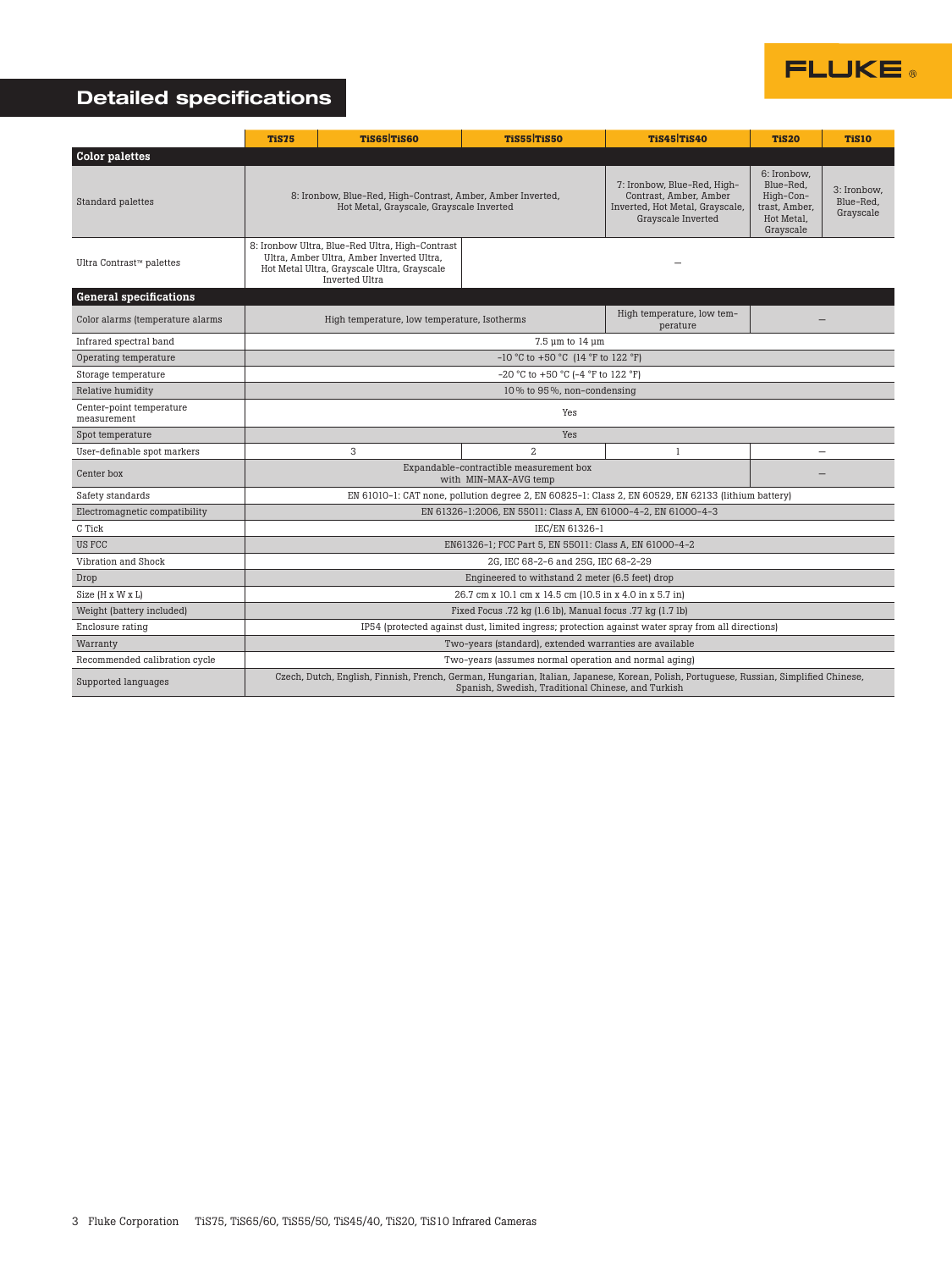# Detailed specifications

| | TiS75 | TiS65/TiS60 | TiS55/TiS50 | TiS45/TiS40 | TiS20 | TiS10 |
|---|---|---|---|---|---|---|
| **Color palettes** | | | | | | |
| Standard palettes | 8: Ironbow, Blue-Red, High-Contrast, Amber, Amber Inverted, Hot Metal, Grayscale, Grayscale Inverted | | | 7: Ironbow, Blue-Red, High-Contrast, Amber, Amber Inverted, Hot Metal, Grayscale, Grayscale Inverted | 6: Ironbow, Blue-Red, High-Contrast, Amber, Hot Metal, Grayscale | 3: Ironbow, Blue-Red, Grayscale |
| Ultra Contrast™ palettes | 8: Ironbow Ultra, Blue-Red Ultra, High-Contrast Ultra, Amber Ultra, Amber Inverted Ultra, Hot Metal Ultra, Grayscale Ultra, Grayscale Inverted Ultra | | — | | | |
| **General specifications** | | | | | | |
| Color alarms (temperature alarms | High temperature, low temperature, Isotherms | | | High temperature, low temperature | — | |
| Infrared spectral band | 7.5 µm to 14 µm | | | | | |
| Operating temperature | -10 °C to +50 °C (14 °F to 122 °F) | | | | | |
| Storage temperature | -20 °C to +50 °C (-4 °F to 122 °F) | | | | | |
| Relative humidity | 10 % to 95 %, non-condensing | | | | | |
| Center-point temperature measurement | Yes | | | | | |
| Spot temperature | Yes | | | | | |
| User-definable spot markers | 3 | | 2 | 1 | — | |
| Center box | Expandable-contractible measurement box with MIN-MAX-AVG temp | | | | — | |
| Safety standards | EN 61010-1: CAT none, pollution degree 2, EN 60825-1: Class 2, EN 60529, EN 62133 (lithium battery) | | | | | |
| Electromagnetic compatibility | EN 61326-1:2006, EN 55011: Class A, EN 61000-4-2, EN 61000-4-3 | | | | | |
| C Tick | IEC/EN 61326-1 | | | | | |
| US FCC | EN61326-1; FCC Part 5, EN 55011: Class A, EN 61000-4-2 | | | | | |
| Vibration and Shock | 2G, IEC 68-2-6 and 25G, IEC 68-2-29 | | | | | |
| Drop | Engineered to withstand 2 meter (6.5 feet) drop | | | | | |
| Size (H x W x L) | 26.7 cm x 10.1 cm x 14.5 cm (10.5 in x 4.0 in x 5.7 in) | | | | | |
| Weight (battery included) | Fixed Focus .72 kg (1.6 lb), Manual focus .77 kg (1.7 lb) | | | | | |
| Enclosure rating | IP54 (protected against dust, limited ingress; protection against water spray from all directions) | | | | | |
| Warranty | Two-years (standard), extended warranties are available | | | | | |
| Recommended calibration cycle | Two-years (assumes normal operation and normal aging) | | | | | |
| Supported languages | Czech, Dutch, English, Finnish, French, German, Hungarian, Italian, Japanese, Korean, Polish, Portuguese, Russian, Simplified Chinese, Spanish, Swedish, Traditional Chinese, and Turkish | | | | | |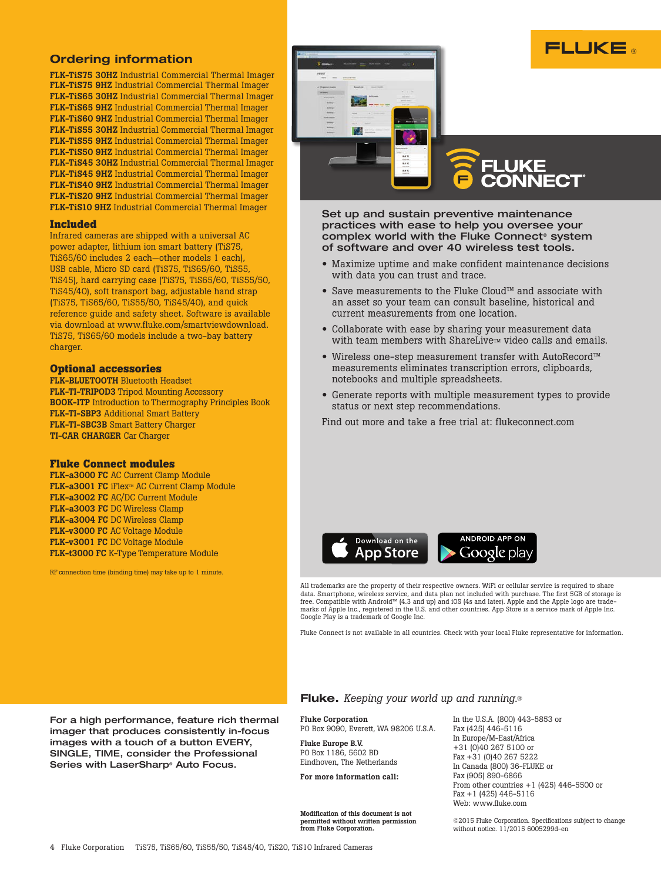## Ordering information

**FLK-TiS75 30HZ** Industrial Commercial Thermal Imager
**FLK-TiS75 9HZ** Industrial Commercial Thermal Imager
**FLK-TiS65 30HZ** Industrial Commercial Thermal Imager
**FLK-TiS65 9HZ** Industrial Commercial Thermal Imager
**FLK-TiS60 9HZ** Industrial Commercial Thermal Imager
**FLK-TiS55 30HZ** Industrial Commercial Thermal Imager
**FLK-TiS55 9HZ** Industrial Commercial Thermal Imager
**FLK-TiS50 9HZ** Industrial Commercial Thermal Imager
**FLK-TiS45 30HZ** Industrial Commercial Thermal Imager
**FLK-TiS45 9HZ** Industrial Commercial Thermal Imager
**FLK-TiS40 9HZ** Industrial Commercial Thermal Imager
**FLK-TiS20 9HZ** Industrial Commercial Thermal Imager
**FLK-TiS10 9HZ** Industrial Commercial Thermal Imager

### Included

Infrared cameras are shipped with a universal AC power adapter, lithium ion smart battery (TiS75, TiS65/60 includes 2 each—other models 1 each), USB cable, Micro SD card (TiS75, TiS65/60, TiS55, TiS45), hard carrying case (TiS75, TiS65/60, TiS55/50, TiS45/40), soft transport bag, adjustable hand strap (TiS75, TiS65/60, TiS55/50, TiS45/40), and quick reference guide and safety sheet. Software is available via download at www.fluke.com/smartviewdownload. TiS75, TiS65/60 models include a two-bay battery charger.

### Optional accessories

**FLK-BLUETOOTH** Bluetooth Headset
**FLK-TI-TRIPOD3** Tripod Mounting Accessory
**BOOK-ITP** Introduction to Thermography Principles Book
**FLK-TI-SBP3** Additional Smart Battery
**FLK-TI-SBC3B** Smart Battery Charger
**TI-CAR CHARGER** Car Charger

### Fluke Connect modules

**FLK-a3000 FC** AC Current Clamp Module
**FLK-a3001 FC** iFlex™ AC Current Clamp Module
**FLK-a3002 FC** AC/DC Current Module
**FLK-a3003 FC** DC Wireless Clamp
**FLK-a3004 FC** DC Wireless Clamp
**FLK-v3000 FC** AC Voltage Module
**FLK-v3001 FC** DC Voltage Module
**FLK-t3000 FC** K-Type Temperature Module

RF connection time (binding time) may take up to 1 minute.

FLUKE CONNECT®

**Set up and sustain preventive maintenance practices with ease to help you oversee your complex world with the Fluke Connect® system of software and over 40 wireless test tools.**

- Maximize uptime and make confident maintenance decisions with data you can trust and trace.
- Save measurements to the Fluke Cloud™ and associate with an asset so your team can consult baseline, historical and current measurements from one location.
- Collaborate with ease by sharing your measurement data with team members with ShareLive™ video calls and emails.
- Wireless one-step measurement transfer with AutoRecord™ measurements eliminates transcription errors, clipboards, notebooks and multiple spreadsheets.
- Generate reports with multiple measurement types to provide status or next step recommendations.

Find out more and take a free trial at: flukeconnect.com

Download on the App Store
ANDROID APP ON Google play

All trademarks are the property of their respective owners. WiFi or cellular service is required to share data. Smartphone, wireless service, and data plan not included with purchase. The first 5GB of storage is free. Compatible with Android™ (4.3 and up) and iOS (4s and later). Apple and the Apple logo are trademarks of Apple Inc., registered in the U.S. and other countries. App Store is a service mark of Apple Inc. Google Play is a trademark of Google Inc.

Fluke Connect is not available in all countries. Check with your local Fluke representative for information.

**For a high performance, feature rich thermal imager that produces consistently in-focus images with a touch of a button EVERY, SINGLE, TIME, consider the Professional Series with LaserSharp® Auto Focus.**

**Fluke.** *Keeping your world up and running.®*

**Fluke Corporation**
PO Box 9090, Everett, WA 98206 U.S.A.

**Fluke Europe B.V.**
PO Box 1186, 5602 BD
Eindhoven, The Netherlands

**For more information call:**
In the U.S.A. (800) 443-5853 or
Fax (425) 446-5116
In Europe/M-East/Africa
+31 (0)40 267 5100 or
Fax +31 (0)40 267 5222
In Canada (800) 36-FLUKE or
Fax (905) 890-6866
From other countries +1 (425) 446-5500 or
Fax +1 (425) 446-5116
Web: www.fluke.com

©2015 Fluke Corporation. Specifications subject to change without notice. 11/2015 6005299d-en

**Modification of this document is not permitted without written permission from Fluke Corporation.**